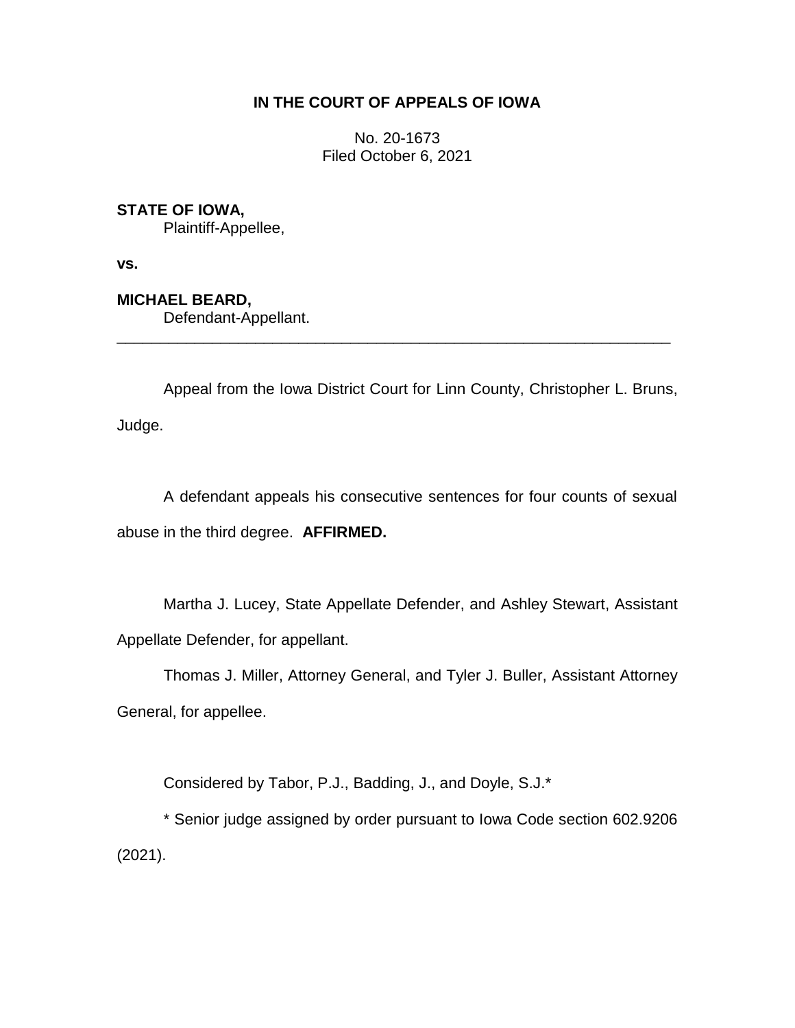**IN THE COURT OF APPEALS OF IOWA**

No. 20-1673
Filed October 6, 2021

**STATE OF IOWA,**
Plaintiff-Appellee,

**vs.**

**MICHAEL BEARD,**
Defendant-Appellant.

---

Appeal from the Iowa District Court for Linn County, Christopher L. Bruns, Judge.

A defendant appeals his consecutive sentences for four counts of sexual abuse in the third degree. **AFFIRMED.**

Martha J. Lucey, State Appellate Defender, and Ashley Stewart, Assistant Appellate Defender, for appellant.

Thomas J. Miller, Attorney General, and Tyler J. Buller, Assistant Attorney General, for appellee.

Considered by Tabor, P.J., Badding, J., and Doyle, S.J.*

* Senior judge assigned by order pursuant to Iowa Code section 602.9206 (2021).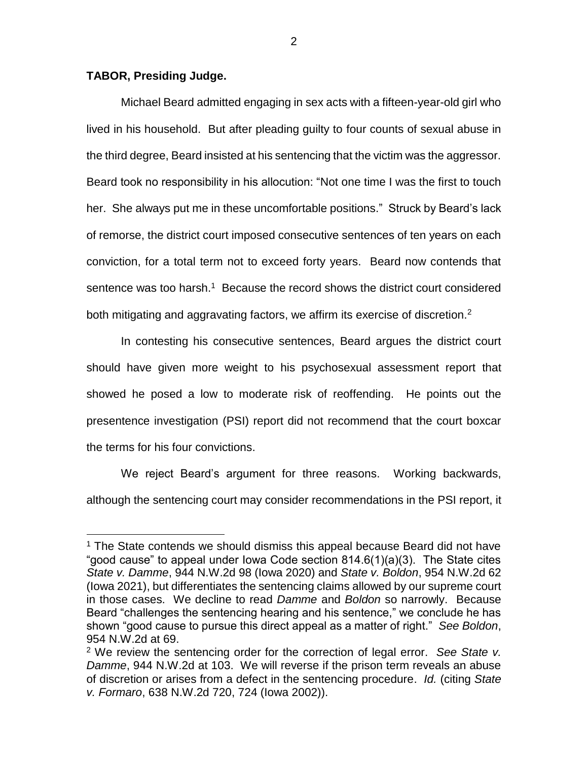**TABOR, Presiding Judge.**

Michael Beard admitted engaging in sex acts with a fifteen-year-old girl who lived in his household. But after pleading guilty to four counts of sexual abuse in the third degree, Beard insisted at his sentencing that the victim was the aggressor. Beard took no responsibility in his allocution: "Not one time I was the first to touch her. She always put me in these uncomfortable positions." Struck by Beard's lack of remorse, the district court imposed consecutive sentences of ten years on each conviction, for a total term not to exceed forty years. Beard now contends that sentence was too harsh.[1] Because the record shows the district court considered both mitigating and aggravating factors, we affirm its exercise of discretion.[2]

In contesting his consecutive sentences, Beard argues the district court should have given more weight to his psychosexual assessment report that showed he posed a low to moderate risk of reoffending. He points out the presentence investigation (PSI) report did not recommend that the court boxcar the terms for his four convictions.

We reject Beard's argument for three reasons. Working backwards, although the sentencing court may consider recommendations in the PSI report, it

---

[1] The State contends we should dismiss this appeal because Beard did not have "good cause" to appeal under Iowa Code section 814.6(1)(a)(3). The State cites *State v. Damme*, 944 N.W.2d 98 (Iowa 2020) and *State v. Boldon*, 954 N.W.2d 62 (Iowa 2021), but differentiates the sentencing claims allowed by our supreme court in those cases. We decline to read *Damme* and *Boldon* so narrowly. Because Beard "challenges the sentencing hearing and his sentence," we conclude he has shown "good cause to pursue this direct appeal as a matter of right." *See Boldon*, 954 N.W.2d at 69.

[2] We review the sentencing order for the correction of legal error. *See State v. Damme*, 944 N.W.2d at 103. We will reverse if the prison term reveals an abuse of discretion or arises from a defect in the sentencing procedure. *Id.* (citing *State v. Formaro*, 638 N.W.2d 720, 724 (Iowa 2002)).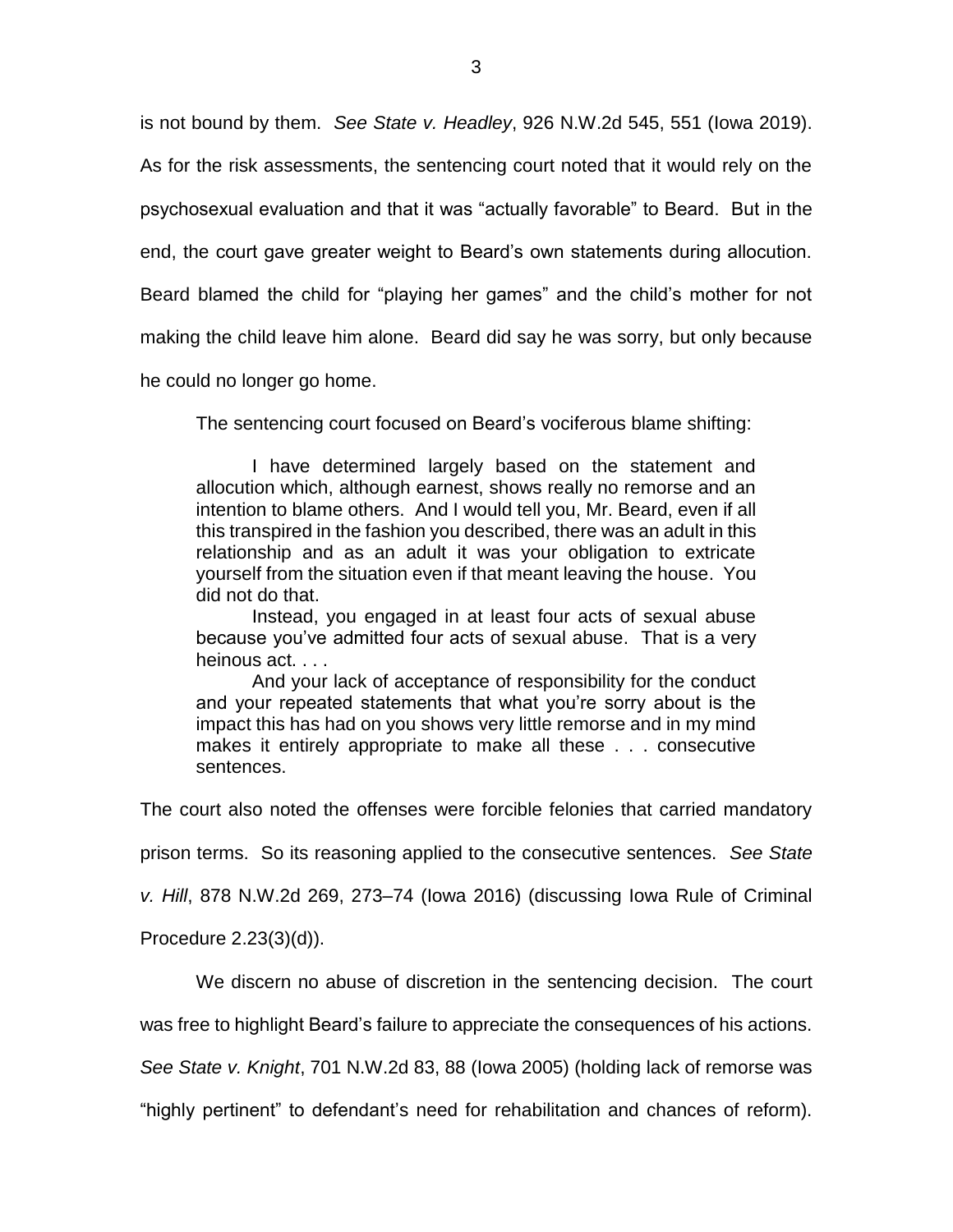is not bound by them. *See State v. Headley*, 926 N.W.2d 545, 551 (Iowa 2019). As for the risk assessments, the sentencing court noted that it would rely on the psychosexual evaluation and that it was "actually favorable" to Beard. But in the end, the court gave greater weight to Beard's own statements during allocution. Beard blamed the child for "playing her games" and the child's mother for not making the child leave him alone. Beard did say he was sorry, but only because he could no longer go home.

The sentencing court focused on Beard's vociferous blame shifting:

> I have determined largely based on the statement and allocution which, although earnest, shows really no remorse and an intention to blame others. And I would tell you, Mr. Beard, even if all this transpired in the fashion you described, there was an adult in this relationship and as an adult it was your obligation to extricate yourself from the situation even if that meant leaving the house. You did not do that.
>
> Instead, you engaged in at least four acts of sexual abuse because you've admitted four acts of sexual abuse. That is a very heinous act. . . .
>
> And your lack of acceptance of responsibility for the conduct and your repeated statements that what you're sorry about is the impact this has had on you shows very little remorse and in my mind makes it entirely appropriate to make all these . . . consecutive sentences.

The court also noted the offenses were forcible felonies that carried mandatory prison terms. So its reasoning applied to the consecutive sentences. *See State v. Hill*, 878 N.W.2d 269, 273–74 (Iowa 2016) (discussing Iowa Rule of Criminal Procedure 2.23(3)(d)).

We discern no abuse of discretion in the sentencing decision. The court was free to highlight Beard's failure to appreciate the consequences of his actions. *See State v. Knight*, 701 N.W.2d 83, 88 (Iowa 2005) (holding lack of remorse was "highly pertinent" to defendant's need for rehabilitation and chances of reform).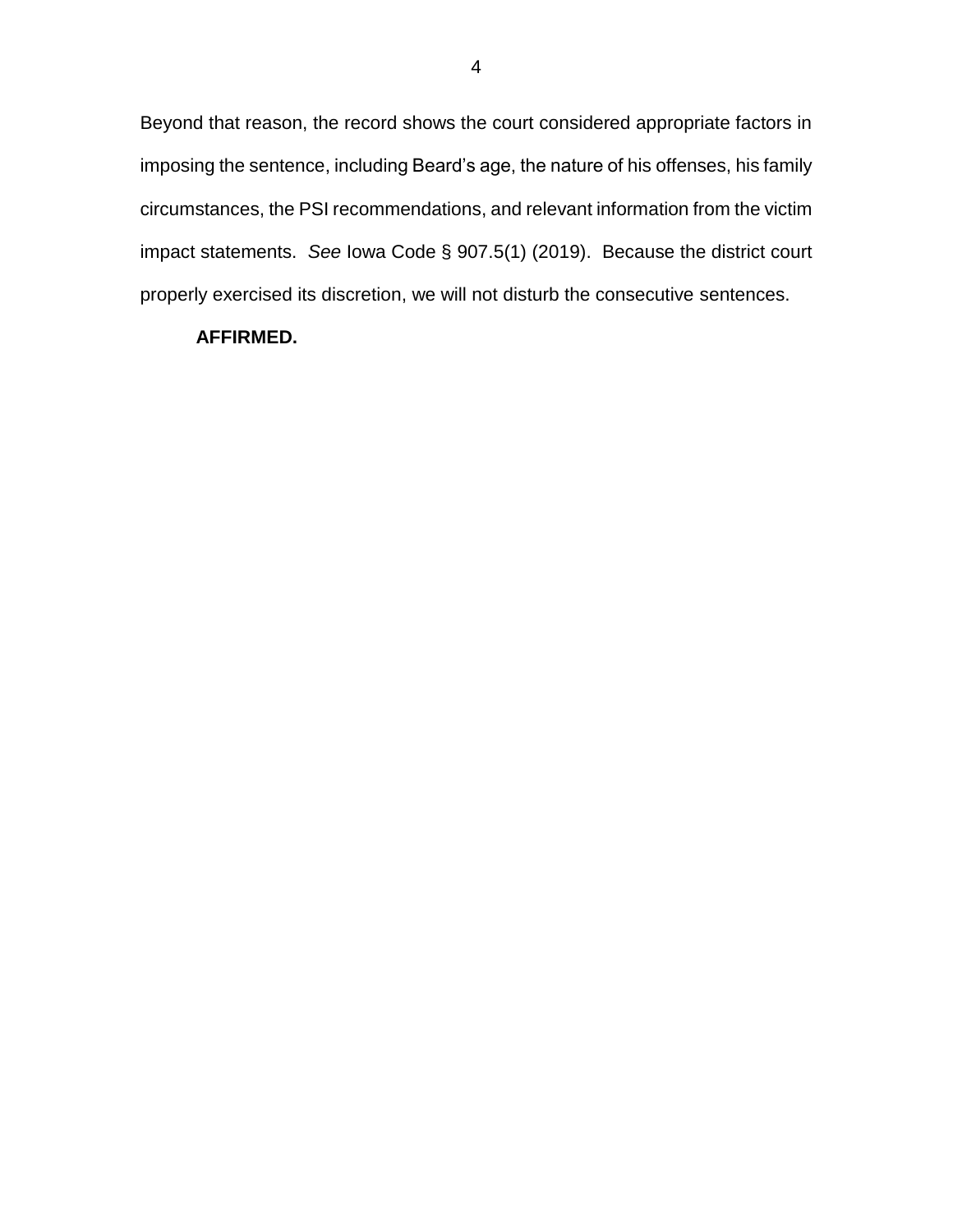Beyond that reason, the record shows the court considered appropriate factors in imposing the sentence, including Beard's age, the nature of his offenses, his family circumstances, the PSI recommendations, and relevant information from the victim impact statements. *See* Iowa Code § 907.5(1) (2019). Because the district court properly exercised its discretion, we will not disturb the consecutive sentences.

**AFFIRMED.**